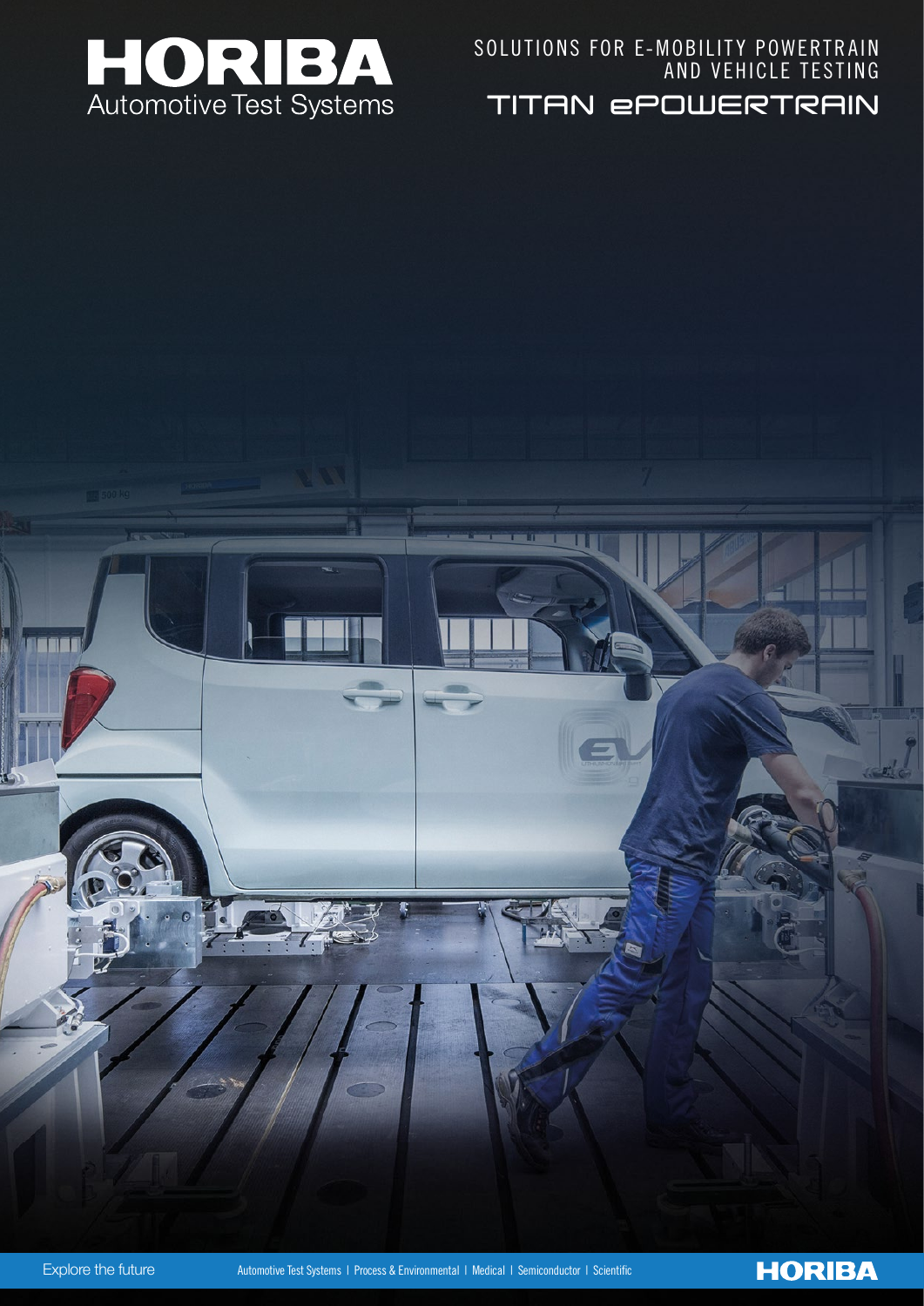# HORIBA

Automotive Test Systems

SOLUTIONS FOR E-MOBILITY POWERTRAIN AND VEHICLE TESTING

## TITAN ePOWERTRAIN

Explore the future

Automotive Test Systems | Process & Environmental | Medical | Semiconductor | Scientific

HORIBA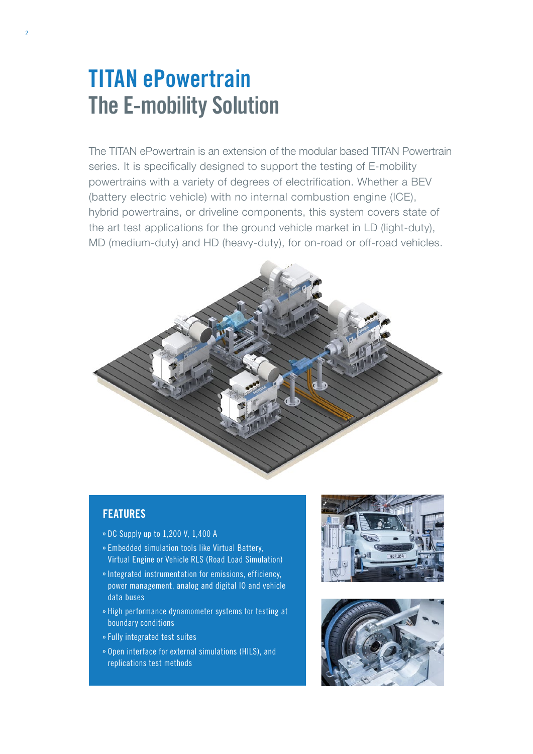# TITAN ePowertrain
## The E-mobility Solution

The TITAN ePowertrain is an extension of the modular based TITAN Powertrain series. It is specifically designed to support the testing of E-mobility powertrains with a variety of degrees of electrification. Whether a BEV (battery electric vehicle) with no internal combustion engine (ICE), hybrid powertrains, or driveline components, this system covers state of the art test applications for the ground vehicle market in LD (light-duty), MD (medium-duty) and HD (heavy-duty), for on-road or off-road vehicles.

### FEATURES

- DC Supply up to 1,200 V, 1,400 A
- Embedded simulation tools like Virtual Battery, Virtual Engine or Vehicle RLS (Road Load Simulation)
- Integrated instrumentation for emissions, efficiency, power management, analog and digital IO and vehicle data buses
- High performance dynamometer systems for testing at boundary conditions
- Fully integrated test suites
- Open interface for external simulations (HILS), and replications test methods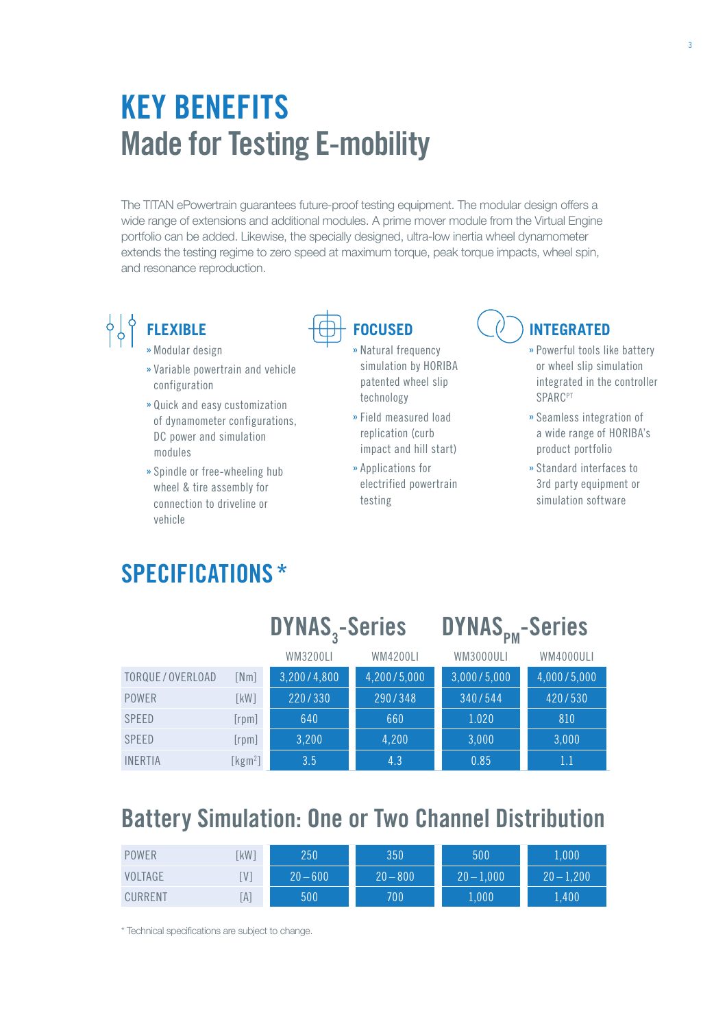# KEY BENEFITS

## Made for Testing E-mobility

The TITAN ePowertrain guarantees future-proof testing equipment. The modular design offers a wide range of extensions and additional modules. A prime mover module from the Virtual Engine portfolio can be added. Likewise, the specially designed, ultra-low inertia wheel dynamometer extends the testing regime to zero speed at maximum torque, peak torque impacts, wheel spin, and resonance reproduction.

### FLEXIBLE

- Modular design
- Variable powertrain and vehicle configuration
- Quick and easy customization of dynamometer configurations, DC power and simulation modules
- Spindle or free-wheeling hub wheel & tire assembly for connection to driveline or vehicle

### FOCUSED

- Natural frequency simulation by HORIBA patented wheel slip technology
- Field measured load replication (curb impact and hill start)
- Applications for electrified powertrain testing

### INTEGRATED

- Powerful tools like battery or wheel slip simulation integrated in the controller SPARC[PT]
- Seamless integration of a wide range of HORIBA's product portfolio
- Standard interfaces to 3rd party equipment or simulation software

# SPECIFICATIONS *

| | | DYNAS$_3$-Series | | DYNAS$_{PM}$-Series | |
|---|---|---|---|---|---|
| | | WM3200LI | WM4200LI | WM3000ULI | WM4000ULI |
| TORQUE / OVERLOAD | [Nm] | 3,200 / 4,800 | 4,200 / 5,000 | 3,000 / 5,000 | 4,000 / 5,000 |
| POWER | [kW] | 220 / 330 | 290 / 348 | 340 / 544 | 420 / 530 |
| SPEED | [rpm] | 640 | 660 | 1.020 | 810 |
| SPEED | [rpm] | 3,200 | 4,200 | 3,000 | 3,000 |
| INERTIA | [$kgm^2$] | 3.5 | 4.3 | 0.85 | 1.1 |

## Battery Simulation: One or Two Channel Distribution

| | | | | | |
|---|---|---|---|---|---|
| POWER | [kW] | 250 | 350 | 500 | 1,000 |
| VOLTAGE | [V] | 20 – 600 | 20 – 800 | 20 – 1,000 | 20 – 1,200 |
| CURRENT | [A] | 500 | 700 | 1,000 | 1,400 |

* Technical specifications are subject to change.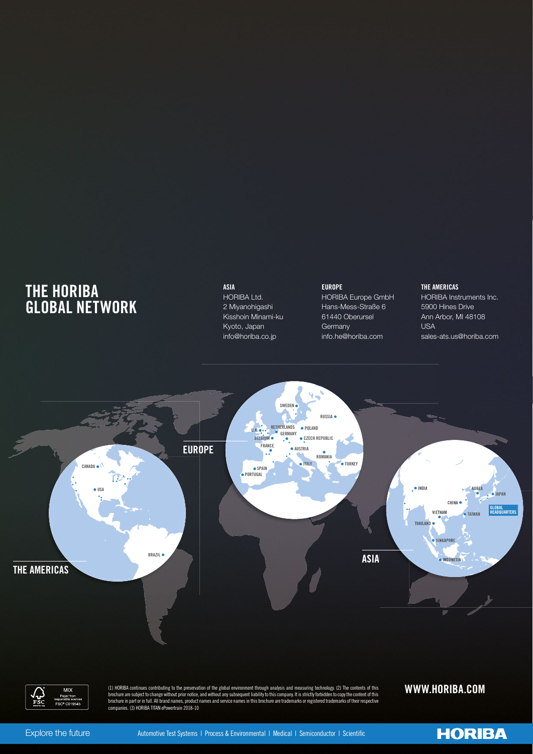# THE HORIBA GLOBAL NETWORK

**ASIA**
HORIBA Ltd.
2 Miyanohigashi
Kisshoin Minami-ku
Kyoto, Japan
info@horiba.co.jp

**EUROPE**
HORIBA Europe GmbH
Hans-Mess-Straße 6
61440 Oberursel
Germany
info.he@horiba.com

**THE AMERICAS**
HORIBA Instruments Inc.
5900 Hines Drive
Ann Arbor, MI 48108
USA
sales-ats.us@horiba.com

THE AMERICAS

CANADA
USA
BRAZIL

EUROPE

SWEDEN
RUSSIA
U.K.
NETHERLANDS
POLAND
GERMANY
BELGIUM
CZECH REPUBLIC
FRANCE
AUSTRIA
ROMANIA
ITALY
TURKEY
SPAIN
PORTUGAL

ASIA

INDIA
KOREA
JAPAN
CHINA
GLOBAL HEADQUARTERS
VIETNAM
TAIWAN
THAILAND
SINGAPORE
INDONESIA

MIX
Paper from responsible sources
FSC® C019545

(1) HORIBA continues contributing to the preservation of the global environment through analysis and measuring technology. (2) The contents of this brochure are subject to change without prior notice, and without any subsequent liability to this company. It is strictly forbidden to copy the content of this brochure in part or in full. All brand names, product names and service names in this brochure are trademarks or registered trademarks of their respective companies. (3) HORIBA TITAN ePowertrain 2018-10

**WWW.HORIBA.COM**

Explore the future

Automotive Test Systems | Process & Environmental | Medical | Semiconductor | Scientific

HORIBA